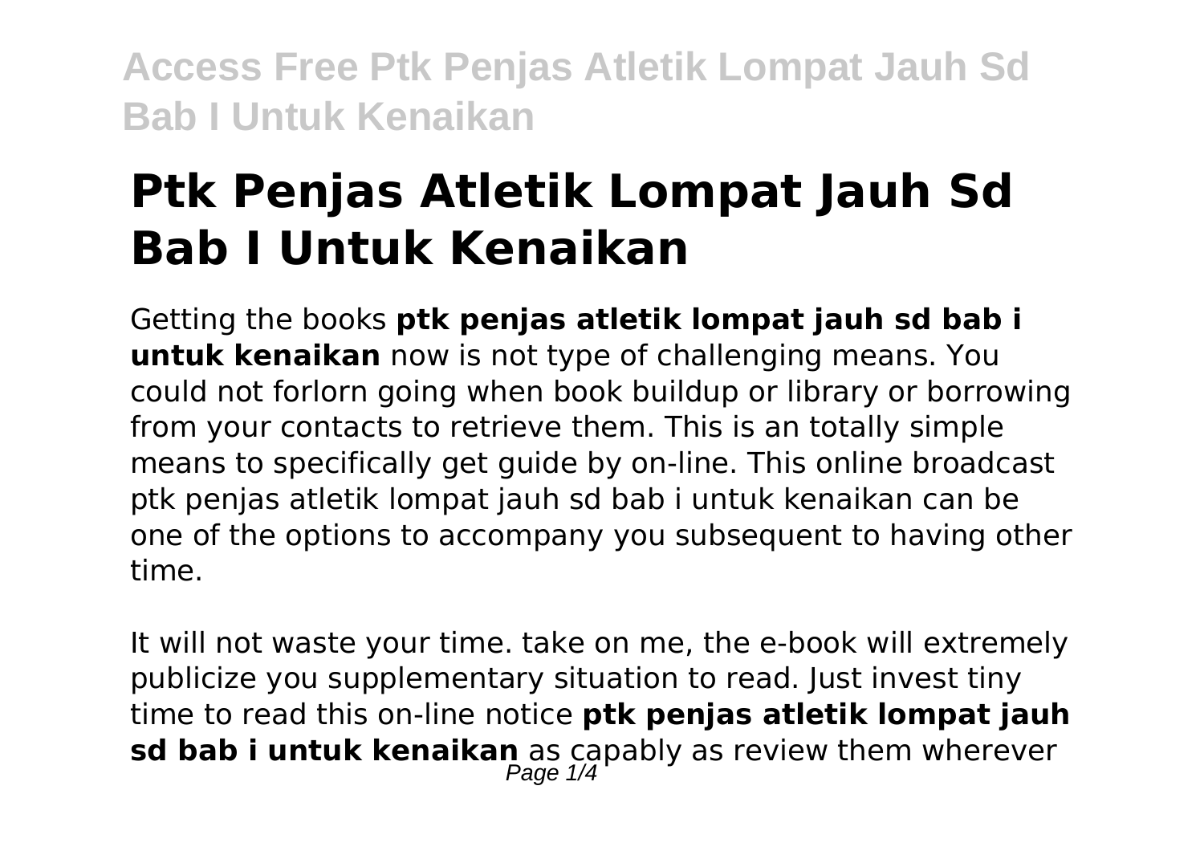# Ptk Penjas Atletik Lompat Jauh Sd Bab I Untuk Kenaikan

Getting the books **ptk penjas atletik lompat jauh sd bab i untuk kenaikan** now is not type of challenging means. You could not forlorn going when book buildup or library or borrowing from your contacts to retrieve them. This is an totally simple means to specifically get guide by on-line. This online broadcast ptk penjas atletik lompat jauh sd bab i untuk kenaikan can be one of the options to accompany you subsequent to having other time.

It will not waste your time. take on me, the e-book will extremely publicize you supplementary situation to read. Just invest tiny time to read this on-line notice **ptk penjas atletik lompat jauh sd bab i untuk kenaikan** as capably as review them wherever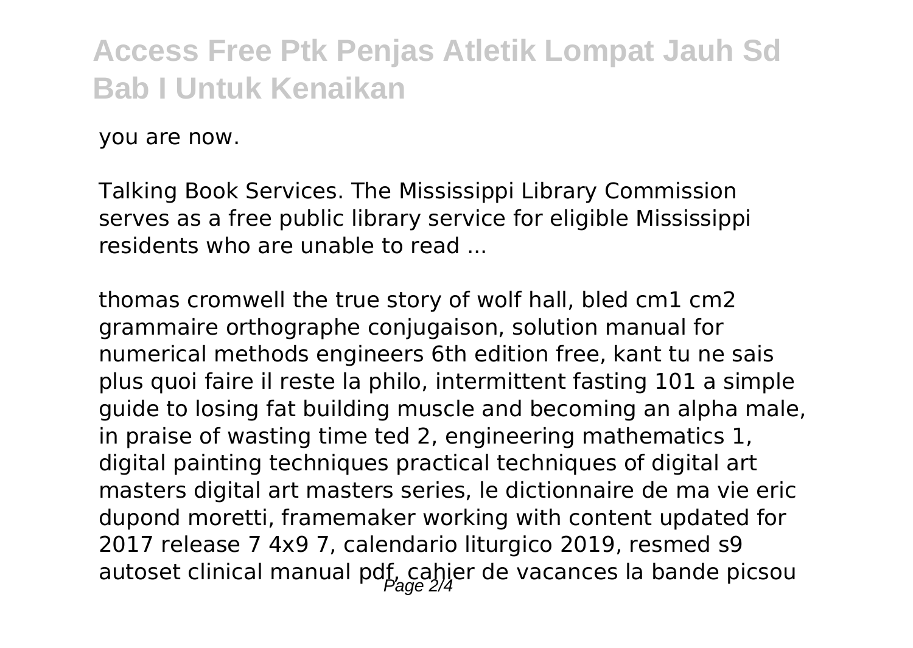you are now.

Talking Book Services. The Mississippi Library Commission serves as a free public library service for eligible Mississippi residents who are unable to read ...

thomas cromwell the true story of wolf hall, bled cm1 cm2 grammaire orthographe conjugaison, solution manual for numerical methods engineers 6th edition free, kant tu ne sais plus quoi faire il reste la philo, intermittent fasting 101 a simple guide to losing fat building muscle and becoming an alpha male, in praise of wasting time ted 2, engineering mathematics 1, digital painting techniques practical techniques of digital art masters digital art masters series, le dictionnaire de ma vie eric dupond moretti, framemaker working with content updated for 2017 release 7 4x9 7, calendario liturgico 2019, resmed s9 autoset clinical manual pdf, cahier de vacances la bande picsou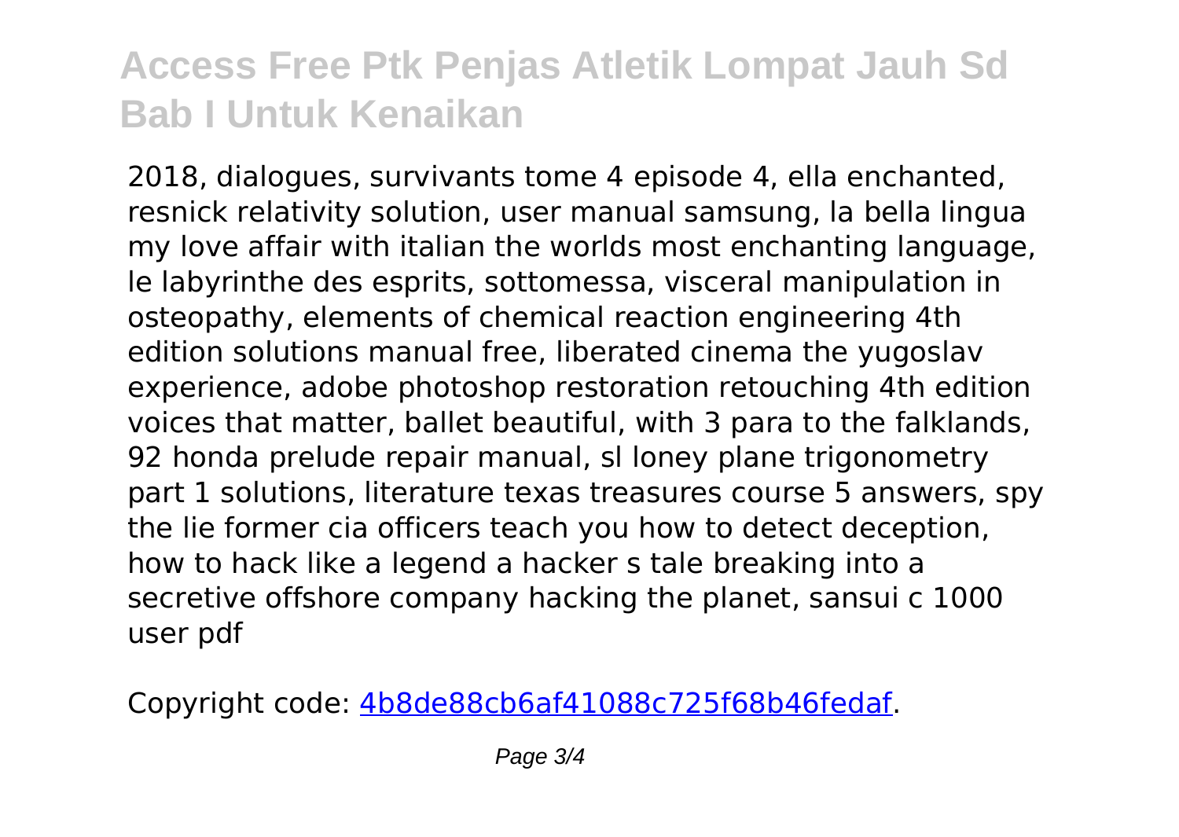2018, dialogues, survivants tome 4 episode 4, ella enchanted, resnick relativity solution, user manual samsung, la bella lingua my love affair with italian the worlds most enchanting language, le labyrinthe des esprits, sottomessa, visceral manipulation in osteopathy, elements of chemical reaction engineering 4th edition solutions manual free, liberated cinema the yugoslav experience, adobe photoshop restoration retouching 4th edition voices that matter, ballet beautiful, with 3 para to the falklands, 92 honda prelude repair manual, sl loney plane trigonometry part 1 solutions, literature texas treasures course 5 answers, spy the lie former cia officers teach you how to detect deception, how to hack like a legend a hacker s tale breaking into a secretive offshore company hacking the planet, sansui c 1000 user pdf

Copyright code: [4b8de88cb6af41088c725f68b46fedaf](4b8de88cb6af41088c725f68b46fedaf).